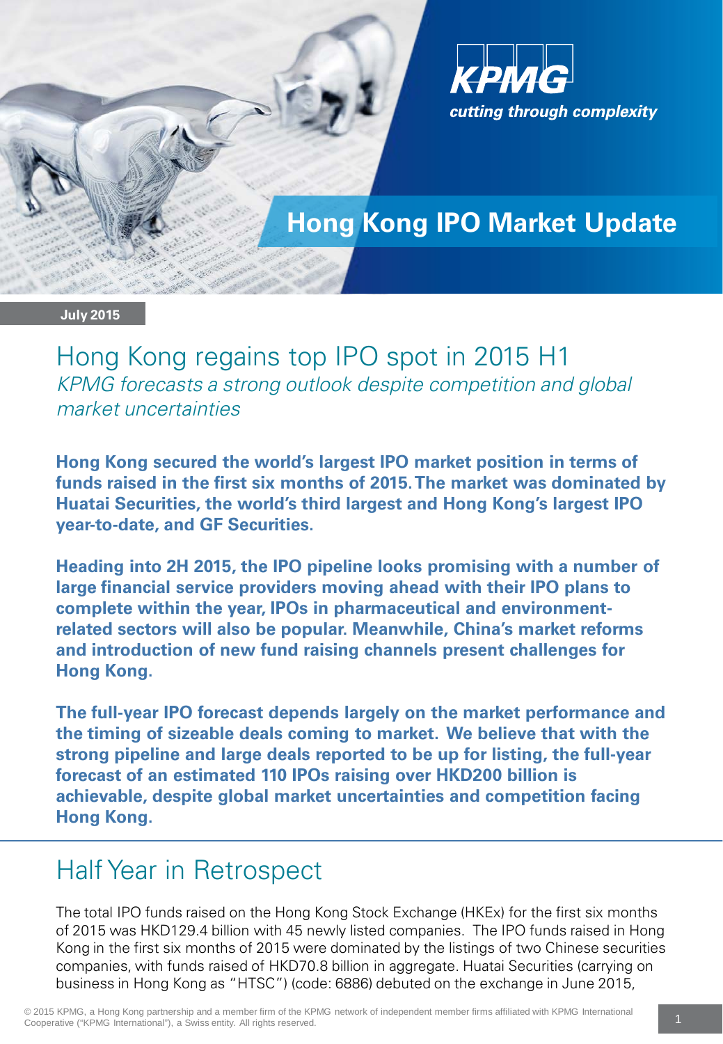KPMG

cutting through complexity

# Hong Kong IPO Market Update

July 2015

## Hong Kong regains top IPO spot in 2015 H1

*KPMG forecasts a strong outlook despite competition and global market uncertainties*

**Hong Kong secured the world's largest IPO market position in terms of funds raised in the first six months of 2015. The market was dominated by Huatai Securities, the world's third largest and Hong Kong's largest IPO year-to-date, and GF Securities.**

**Heading into 2H 2015, the IPO pipeline looks promising with a number of large financial service providers moving ahead with their IPO plans to complete within the year, IPOs in pharmaceutical and environment-related sectors will also be popular. Meanwhile, China's market reforms and introduction of new fund raising channels present challenges for Hong Kong.**

**The full-year IPO forecast depends largely on the market performance and the timing of sizeable deals coming to market. We believe that with the strong pipeline and large deals reported to be up for listing, the full-year forecast of an estimated 110 IPOs raising over HKD200 billion is achievable, despite global market uncertainties and competition facing Hong Kong.**

## Half Year in Retrospect

The total IPO funds raised on the Hong Kong Stock Exchange (HKEx) for the first six months of 2015 was HKD129.4 billion with 45 newly listed companies. The IPO funds raised in Hong Kong in the first six months of 2015 were dominated by the listings of two Chinese securities companies, with funds raised of HKD70.8 billion in aggregate. Huatai Securities (carrying on business in Hong Kong as "HTSC") (code: 6886) debuted on the exchange in June 2015,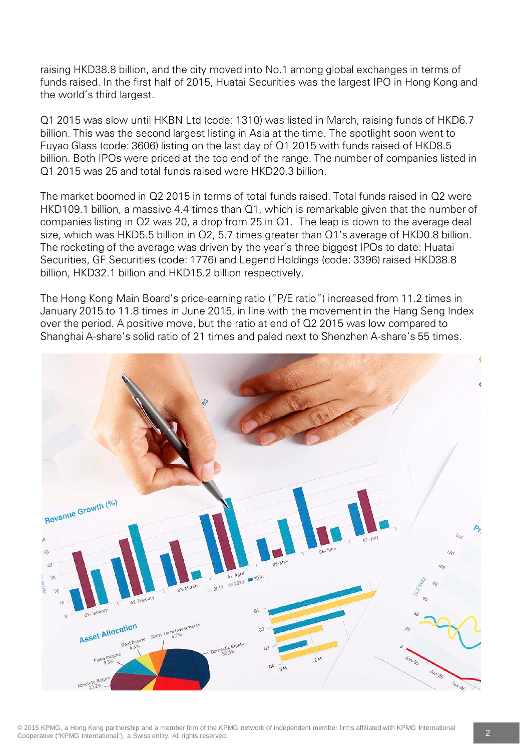raising HKD38.8 billion, and the city moved into No.1 among global exchanges in terms of funds raised. In the first half of 2015, Huatai Securities was the largest IPO in Hong Kong and the world's third largest.

Q1 2015 was slow until HKBN Ltd (code: 1310) was listed in March, raising funds of HKD6.7 billion. This was the second largest listing in Asia at the time. The spotlight soon went to Fuyao Glass (code: 3606) listing on the last day of Q1 2015 with funds raised of HKD8.5 billion. Both IPOs were priced at the top end of the range. The number of companies listed in Q1 2015 was 25 and total funds raised were HKD20.3 billion.

The market boomed in Q2 2015 in terms of total funds raised. Total funds raised in Q2 were HKD109.1 billion, a massive 4.4 times than Q1, which is remarkable given that the number of companies listing in Q2 was 20, a drop from 25 in Q1. The leap is down to the average deal size, which was HKD5.5 billion in Q2, 5.7 times greater than Q1's average of HKD0.8 billion. The rocketing of the average was driven by the year's three biggest IPOs to date: Huatai Securities, GF Securities (code: 1776) and Legend Holdings (code: 3396) raised HKD38.8 billion, HKD32.1 billion and HKD15.2 billion respectively.

The Hong Kong Main Board's price-earning ratio ("P/E ratio") increased from 11.2 times in January 2015 to 11.8 times in June 2015, in line with the movement in the Hang Seng Index over the period. A positive move, but the ratio at end of Q2 2015 was low compared to Shanghai A-share's solid ratio of 21 times and paled next to Shenzhen A-share's 55 times.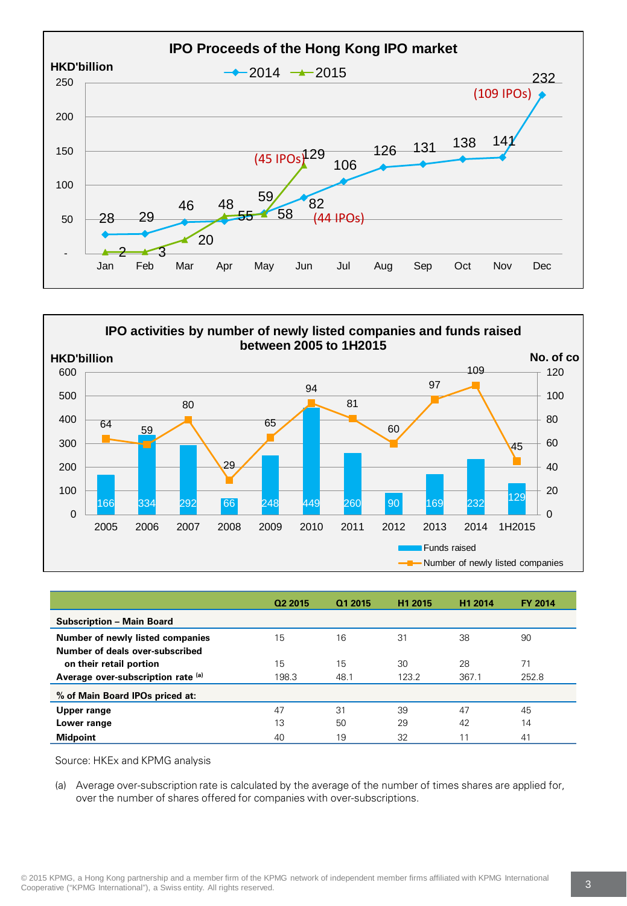## IPO Proceeds of the Hong Kong IPO market

HKD'billion

| Month | 2014 | 2015 |
|---|---|---|
| Jan | 28 | 2 |
| Feb | 29 | 3 |
| Mar | 46 | 20 |
| Apr | 48 | 55 |
| May | 59 | 58 |
| Jun | 82 (44 IPOs) | 129 (45 IPOs) |
| Jul | 106 | |
| Aug | 126 | |
| Sep | 131 | |
| Oct | 138 | |
| Nov | 141 | |
| Dec | 232 (109 IPOs) | |

## IPO activities by number of newly listed companies and funds raised between 2005 to 1H2015

| Year | Funds raised (HKD'billion) | Number of newly listed companies |
|---|---|---|
| 2005 | 166 | 64 |
| 2006 | 334 | 59 |
| 2007 | 292 | 80 |
| 2008 | 66 | 29 |
| 2009 | 248 | 65 |
| 2010 | 449 | 94 |
| 2011 | 260 | 81 |
| 2012 | 90 | 60 |
| 2013 | 169 | 97 |
| 2014 | 232 | 109 |
| 1H2015 | 129 | 45 |

| | Q2 2015 | Q1 2015 | H1 2015 | H1 2014 | FY 2014 |
|---|---|---|---|---|---|
| **Subscription – Main Board** | | | | | |
| **Number of newly listed companies** | 15 | 16 | 31 | 38 | 90 |
| **Number of deals over-subscribed on their retail portion** | 15 | 15 | 30 | 28 | 71 |
| **Average over-subscription rate** [(a)] | 198.3 | 48.1 | 123.2 | 367.1 | 252.8 |
| **% of Main Board IPOs priced at:** | | | | | |
| **Upper range** | 47 | 31 | 39 | 47 | 45 |
| **Lower range** | 13 | 50 | 29 | 42 | 14 |
| **Midpoint** | 40 | 19 | 32 | 11 | 41 |

Source: HKEx and KPMG analysis

(a) Average over-subscription rate is calculated by the average of the number of times shares are applied for, over the number of shares offered for companies with over-subscriptions.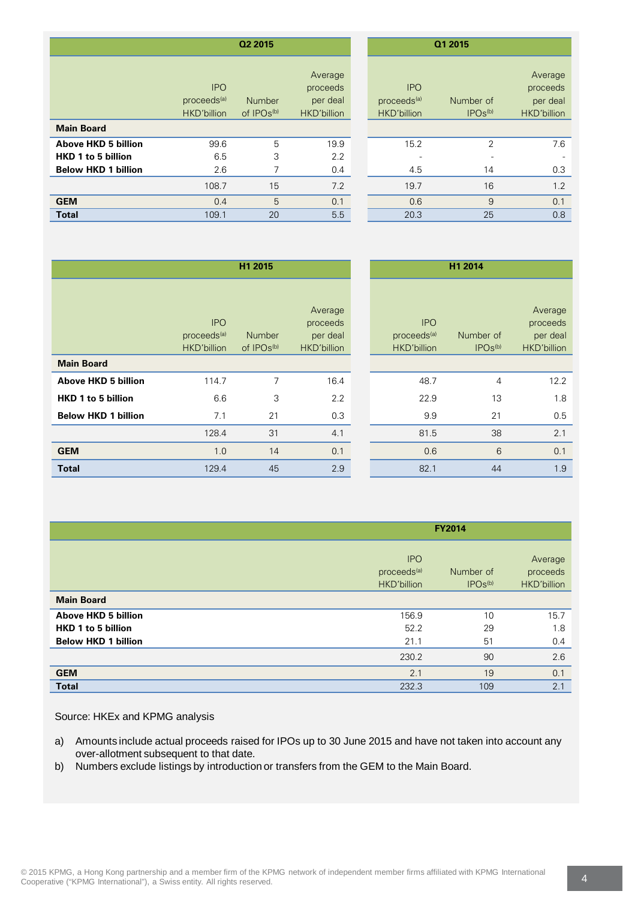| | Q2 2015 | | | Q1 2015 | | |
|---|---|---|---|---|---|---|
| | IPO proceeds[a] HKD'billion | Number of IPOs[b] | Average proceeds per deal HKD'billion | IPO proceeds[a] HKD'billion | Number of IPOs[b] | Average proceeds per deal HKD'billion |
| **Main Board** | | | | | | |
| **Above HKD 5 billion** | 99.6 | 5 | 19.9 | 15.2 | 2 | 7.6 |
| **HKD 1 to 5 billion** | 6.5 | 3 | 2.2 | - | - | - |
| **Below HKD 1 billion** | 2.6 | 7 | 0.4 | 4.5 | 14 | 0.3 |
| | 108.7 | 15 | 7.2 | 19.7 | 16 | 1.2 |
| **GEM** | 0.4 | 5 | 0.1 | 0.6 | 9 | 0.1 |
| **Total** | 109.1 | 20 | 5.5 | 20.3 | 25 | 0.8 |

| | H1 2015 | | | H1 2014 | | |
|---|---|---|---|---|---|---|
| | IPO proceeds[a] HKD'billion | Number of IPOs[b] | Average proceeds per deal HKD'billion | IPO proceeds[a] HKD'billion | Number of IPOs[b] | Average proceeds per deal HKD'billion |
| **Main Board** | | | | | | |
| **Above HKD 5 billion** | 114.7 | 7 | 16.4 | 48.7 | 4 | 12.2 |
| **HKD 1 to 5 billion** | 6.6 | 3 | 2.2 | 22.9 | 13 | 1.8 |
| **Below HKD 1 billion** | 7.1 | 21 | 0.3 | 9.9 | 21 | 0.5 |
| | 128.4 | 31 | 4.1 | 81.5 | 38 | 2.1 |
| **GEM** | 1.0 | 14 | 0.1 | 0.6 | 6 | 0.1 |
| **Total** | 129.4 | 45 | 2.9 | 82.1 | 44 | 1.9 |

| | FY2014 | | |
|---|---|---|---|
| | IPO proceeds[a] HKD'billion | Number of IPOs[b] | Average proceeds HKD'billion |
| **Main Board** | | | |
| **Above HKD 5 billion** | 156.9 | 10 | 15.7 |
| **HKD 1 to 5 billion** | 52.2 | 29 | 1.8 |
| **Below HKD 1 billion** | 21.1 | 51 | 0.4 |
| | 230.2 | 90 | 2.6 |
| **GEM** | 2.1 | 19 | 0.1 |
| **Total** | 232.3 | 109 | 2.1 |

Source: HKEx and KPMG analysis

a) Amounts include actual proceeds raised for IPOs up to 30 June 2015 and have not taken into account any over-allotment subsequent to that date.

b) Numbers exclude listings by introduction or transfers from the GEM to the Main Board.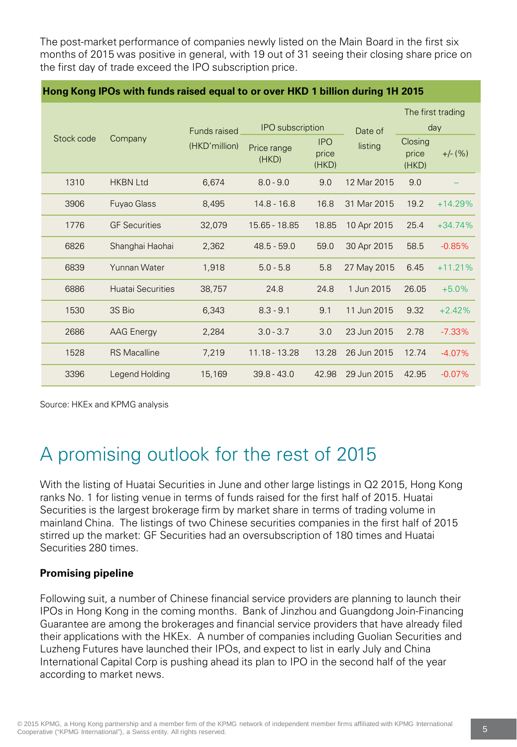The post-market performance of companies newly listed on the Main Board in the first six months of 2015 was positive in general, with 19 out of 31 seeing their closing share price on the first day of trade exceed the IPO subscription price.

**Hong Kong IPOs with funds raised equal to or over HKD 1 billion during 1H 2015**

| Stock code | Company | Funds raised (HKD'million) | IPO subscription | | Date of listing | The first trading day | |
|---|---|---|---|---|---|---|---|
| | | | Price range (HKD) | IPO price (HKD) | | Closing price (HKD) | +/- (%) |
| 1310 | HKBN Ltd | 6,674 | 8.0 - 9.0 | 9.0 | 12 Mar 2015 | 9.0 | – |
| 3906 | Fuyao Glass | 8,495 | 14.8 - 16.8 | 16.8 | 31 Mar 2015 | 19.2 | +14.29% |
| 1776 | GF Securities | 32,079 | 15.65 - 18.85 | 18.85 | 10 Apr 2015 | 25.4 | +34.74% |
| 6826 | Shanghai Haohai | 2,362 | 48.5 - 59.0 | 59.0 | 30 Apr 2015 | 58.5 | -0.85% |
| 6839 | Yunnan Water | 1,918 | 5.0 - 5.8 | 5.8 | 27 May 2015 | 6.45 | +11.21% |
| 6886 | Huatai Securities | 38,757 | 24.8 | 24.8 | 1 Jun 2015 | 26.05 | +5.0% |
| 1530 | 3S Bio | 6,343 | 8.3 - 9.1 | 9.1 | 11 Jun 2015 | 9.32 | +2.42% |
| 2686 | AAG Energy | 2,284 | 3.0 - 3.7 | 3.0 | 23 Jun 2015 | 2.78 | -7.33% |
| 1528 | RS Macalline | 7,219 | 11.18 - 13.28 | 13.28 | 26 Jun 2015 | 12.74 | -4.07% |
| 3396 | Legend Holding | 15,169 | 39.8 - 43.0 | 42.98 | 29 Jun 2015 | 42.95 | -0.07% |

Source: HKEx and KPMG analysis

# A promising outlook for the rest of 2015

With the listing of Huatai Securities in June and other large listings in Q2 2015, Hong Kong ranks No. 1 for listing venue in terms of funds raised for the first half of 2015. Huatai Securities is the largest brokerage firm by market share in terms of trading volume in mainland China. The listings of two Chinese securities companies in the first half of 2015 stirred up the market: GF Securities had an oversubscription of 180 times and Huatai Securities 280 times.

**Promising pipeline**

Following suit, a number of Chinese financial service providers are planning to launch their IPOs in Hong Kong in the coming months. Bank of Jinzhou and Guangdong Join-Financing Guarantee are among the brokerages and financial service providers that have already filed their applications with the HKEx. A number of companies including Guolian Securities and Luzheng Futures have launched their IPOs, and expect to list in early July and China International Capital Corp is pushing ahead its plan to IPO in the second half of the year according to market news.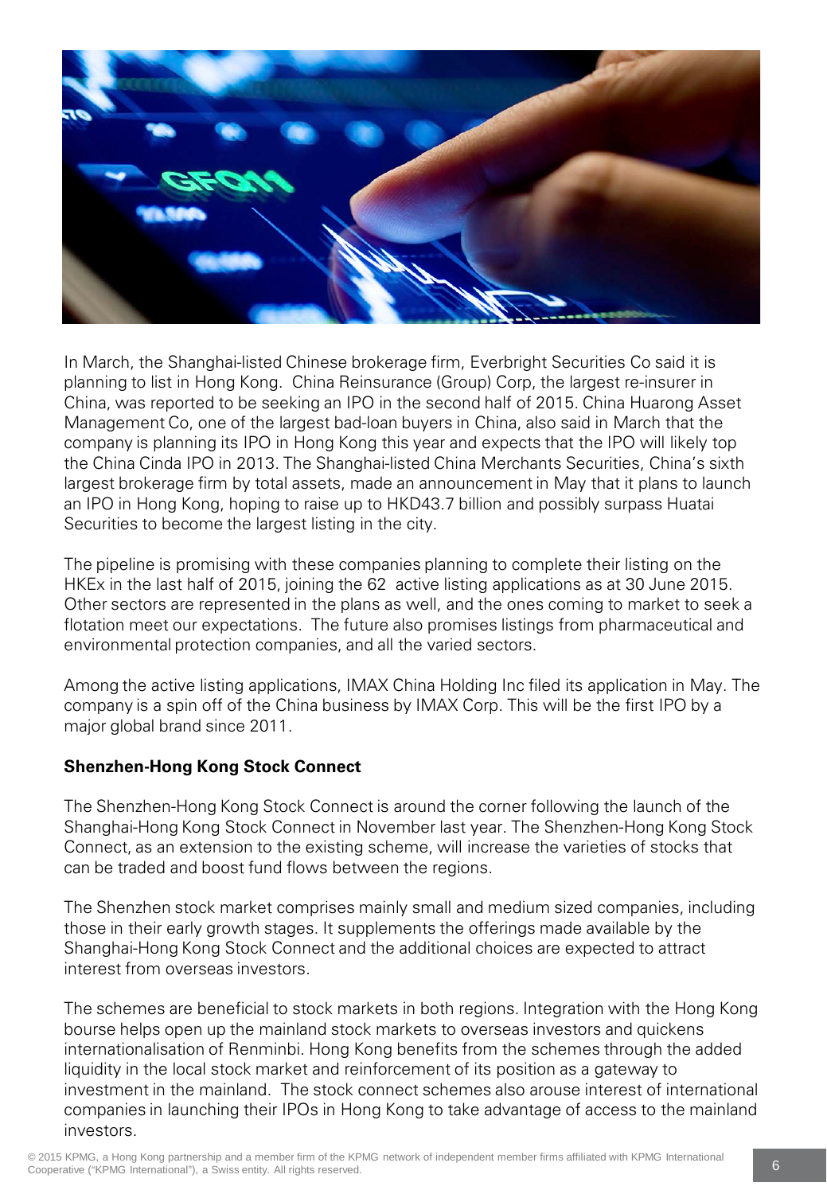In March, the Shanghai-listed Chinese brokerage firm, Everbright Securities Co said it is planning to list in Hong Kong. China Reinsurance (Group) Corp, the largest re-insurer in China, was reported to be seeking an IPO in the second half of 2015. China Huarong Asset Management Co, one of the largest bad-loan buyers in China, also said in March that the company is planning its IPO in Hong Kong this year and expects that the IPO will likely top the China Cinda IPO in 2013. The Shanghai-listed China Merchants Securities, China's sixth largest brokerage firm by total assets, made an announcement in May that it plans to launch an IPO in Hong Kong, hoping to raise up to HKD43.7 billion and possibly surpass Huatai Securities to become the largest listing in the city.

The pipeline is promising with these companies planning to complete their listing on the HKEx in the last half of 2015, joining the 62 active listing applications as at 30 June 2015. Other sectors are represented in the plans as well, and the ones coming to market to seek a flotation meet our expectations. The future also promises listings from pharmaceutical and environmental protection companies, and all the varied sectors.

Among the active listing applications, IMAX China Holding Inc filed its application in May. The company is a spin off of the China business by IMAX Corp. This will be the first IPO by a major global brand since 2011.

**Shenzhen-Hong Kong Stock Connect**

The Shenzhen-Hong Kong Stock Connect is around the corner following the launch of the Shanghai-Hong Kong Stock Connect in November last year. The Shenzhen-Hong Kong Stock Connect, as an extension to the existing scheme, will increase the varieties of stocks that can be traded and boost fund flows between the regions.

The Shenzhen stock market comprises mainly small and medium sized companies, including those in their early growth stages. It supplements the offerings made available by the Shanghai-Hong Kong Stock Connect and the additional choices are expected to attract interest from overseas investors.

The schemes are beneficial to stock markets in both regions. Integration with the Hong Kong bourse helps open up the mainland stock markets to overseas investors and quickens internationalisation of Renminbi. Hong Kong benefits from the schemes through the added liquidity in the local stock market and reinforcement of its position as a gateway to investment in the mainland. The stock connect schemes also arouse interest of international companies in launching their IPOs in Hong Kong to take advantage of access to the mainland investors.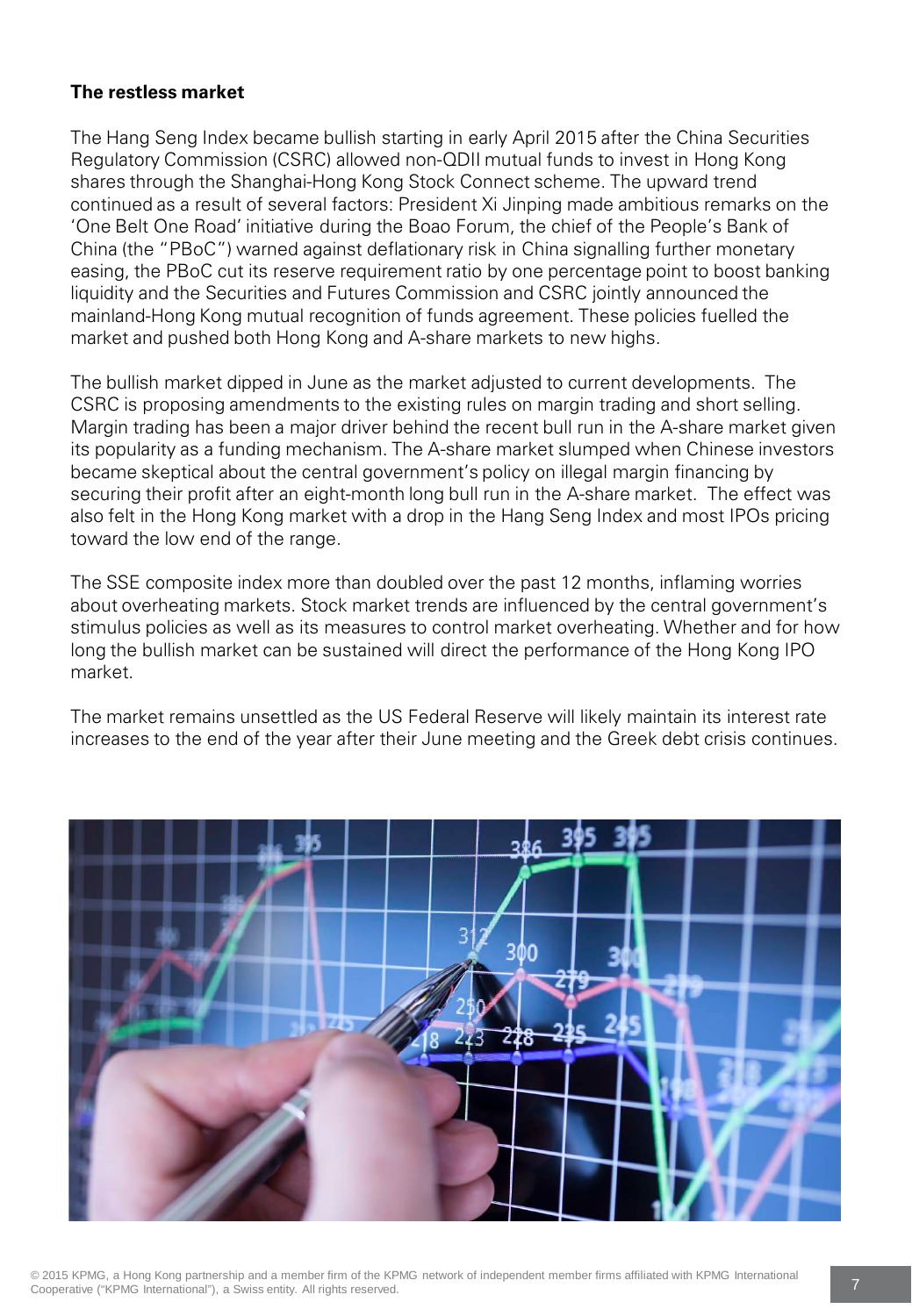**The restless market**

The Hang Seng Index became bullish starting in early April 2015 after the China Securities Regulatory Commission (CSRC) allowed non-QDII mutual funds to invest in Hong Kong shares through the Shanghai-Hong Kong Stock Connect scheme. The upward trend continued as a result of several factors: President Xi Jinping made ambitious remarks on the 'One Belt One Road' initiative during the Boao Forum, the chief of the People's Bank of China (the "PBoC") warned against deflationary risk in China signalling further monetary easing, the PBoC cut its reserve requirement ratio by one percentage point to boost banking liquidity and the Securities and Futures Commission and CSRC jointly announced the mainland-Hong Kong mutual recognition of funds agreement. These policies fuelled the market and pushed both Hong Kong and A-share markets to new highs.

The bullish market dipped in June as the market adjusted to current developments. The CSRC is proposing amendments to the existing rules on margin trading and short selling. Margin trading has been a major driver behind the recent bull run in the A-share market given its popularity as a funding mechanism. The A-share market slumped when Chinese investors became skeptical about the central government's policy on illegal margin financing by securing their profit after an eight-month long bull run in the A-share market. The effect was also felt in the Hong Kong market with a drop in the Hang Seng Index and most IPOs pricing toward the low end of the range.

The SSE composite index more than doubled over the past 12 months, inflaming worries about overheating markets. Stock market trends are influenced by the central government's stimulus policies as well as its measures to control market overheating. Whether and for how long the bullish market can be sustained will direct the performance of the Hong Kong IPO market.

The market remains unsettled as the US Federal Reserve will likely maintain its interest rate increases to the end of the year after their June meeting and the Greek debt crisis continues.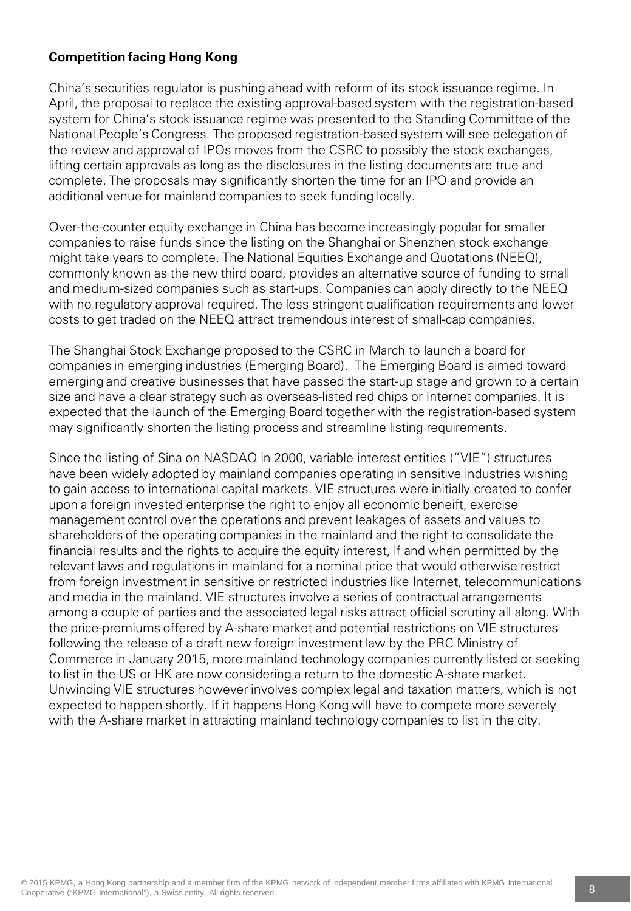**Competition facing Hong Kong**

China's securities regulator is pushing ahead with reform of its stock issuance regime. In April, the proposal to replace the existing approval-based system with the registration-based system for China's stock issuance regime was presented to the Standing Committee of the National People's Congress. The proposed registration-based system will see delegation of the review and approval of IPOs moves from the CSRC to possibly the stock exchanges, lifting certain approvals as long as the disclosures in the listing documents are true and complete. The proposals may significantly shorten the time for an IPO and provide an additional venue for mainland companies to seek funding locally.

Over-the-counter equity exchange in China has become increasingly popular for smaller companies to raise funds since the listing on the Shanghai or Shenzhen stock exchange might take years to complete. The National Equities Exchange and Quotations (NEEQ), commonly known as the new third board, provides an alternative source of funding to small and medium-sized companies such as start-ups. Companies can apply directly to the NEEQ with no regulatory approval required. The less stringent qualification requirements and lower costs to get traded on the NEEQ attract tremendous interest of small-cap companies.

The Shanghai Stock Exchange proposed to the CSRC in March to launch a board for companies in emerging industries (Emerging Board). The Emerging Board is aimed toward emerging and creative businesses that have passed the start-up stage and grown to a certain size and have a clear strategy such as overseas-listed red chips or Internet companies. It is expected that the launch of the Emerging Board together with the registration-based system may significantly shorten the listing process and streamline listing requirements.

Since the listing of Sina on NASDAQ in 2000, variable interest entities ("VIE") structures have been widely adopted by mainland companies operating in sensitive industries wishing to gain access to international capital markets. VIE structures were initially created to confer upon a foreign invested enterprise the right to enjoy all economic beneift, exercise management control over the operations and prevent leakages of assets and values to shareholders of the operating companies in the mainland and the right to consolidate the financial results and the rights to acquire the equity interest, if and when permitted by the relevant laws and regulations in mainland for a nominal price that would otherwise restrict from foreign investment in sensitive or restricted industries like Internet, telecommunications and media in the mainland. VIE structures involve a series of contractual arrangements among a couple of parties and the associated legal risks attract official scrutiny all along. With the price-premiums offered by A-share market and potential restrictions on VIE structures following the release of a draft new foreign investment law by the PRC Ministry of Commerce in January 2015, more mainland technology companies currently listed or seeking to list in the US or HK are now considering a return to the domestic A-share market. Unwinding VIE structures however involves complex legal and taxation matters, which is not expected to happen shortly. If it happens Hong Kong will have to compete more severely with the A-share market in attracting mainland technology companies to list in the city.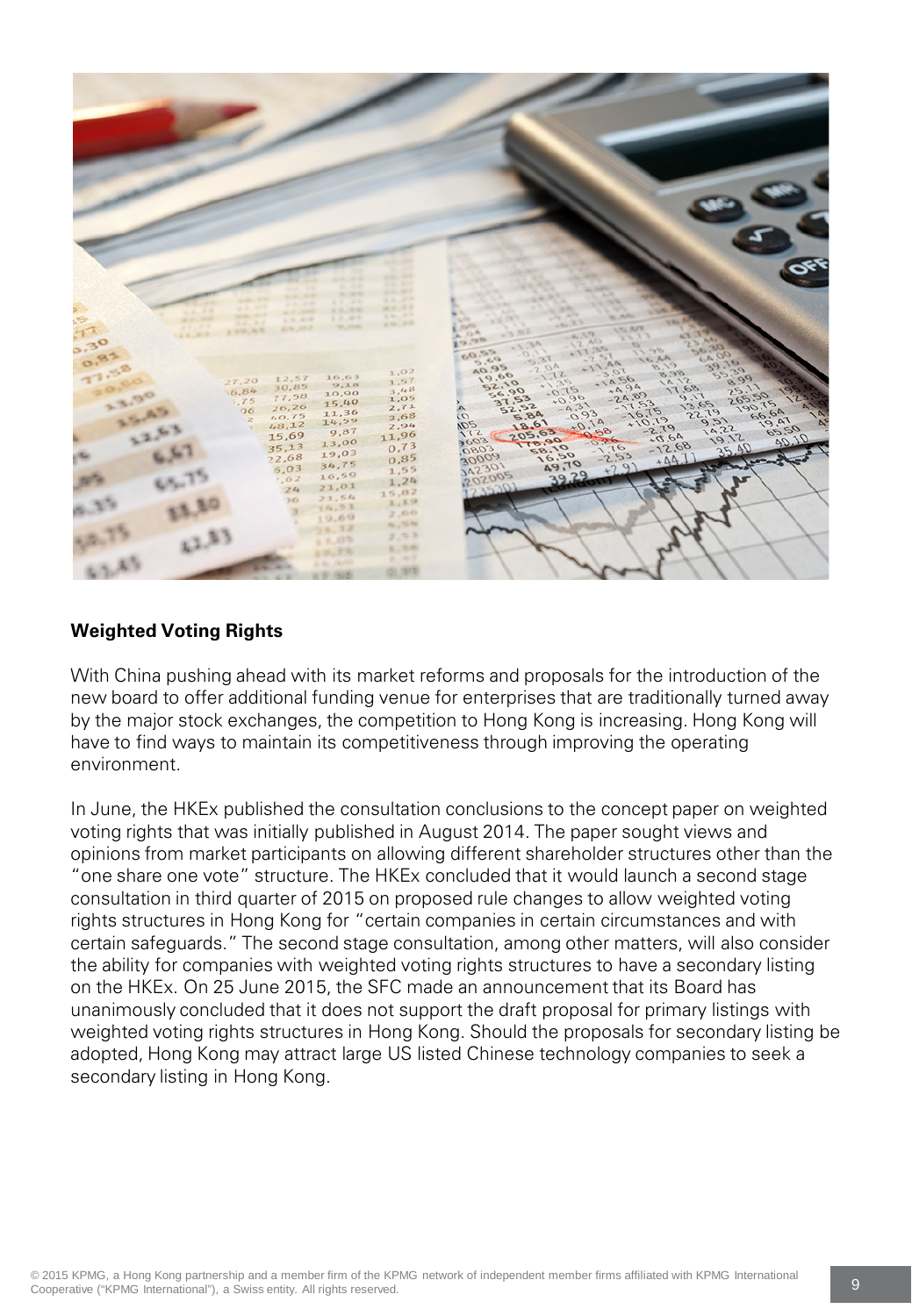## Weighted Voting Rights

With China pushing ahead with its market reforms and proposals for the introduction of the new board to offer additional funding venue for enterprises that are traditionally turned away by the major stock exchanges, the competition to Hong Kong is increasing. Hong Kong will have to find ways to maintain its competitiveness through improving the operating environment.

In June, the HKEx published the consultation conclusions to the concept paper on weighted voting rights that was initially published in August 2014. The paper sought views and opinions from market participants on allowing different shareholder structures other than the "one share one vote" structure. The HKEx concluded that it would launch a second stage consultation in third quarter of 2015 on proposed rule changes to allow weighted voting rights structures in Hong Kong for "certain companies in certain circumstances and with certain safeguards." The second stage consultation, among other matters, will also consider the ability for companies with weighted voting rights structures to have a secondary listing on the HKEx. On 25 June 2015, the SFC made an announcement that its Board has unanimously concluded that it does not support the draft proposal for primary listings with weighted voting rights structures in Hong Kong. Should the proposals for secondary listing be adopted, Hong Kong may attract large US listed Chinese technology companies to seek a secondary listing in Hong Kong.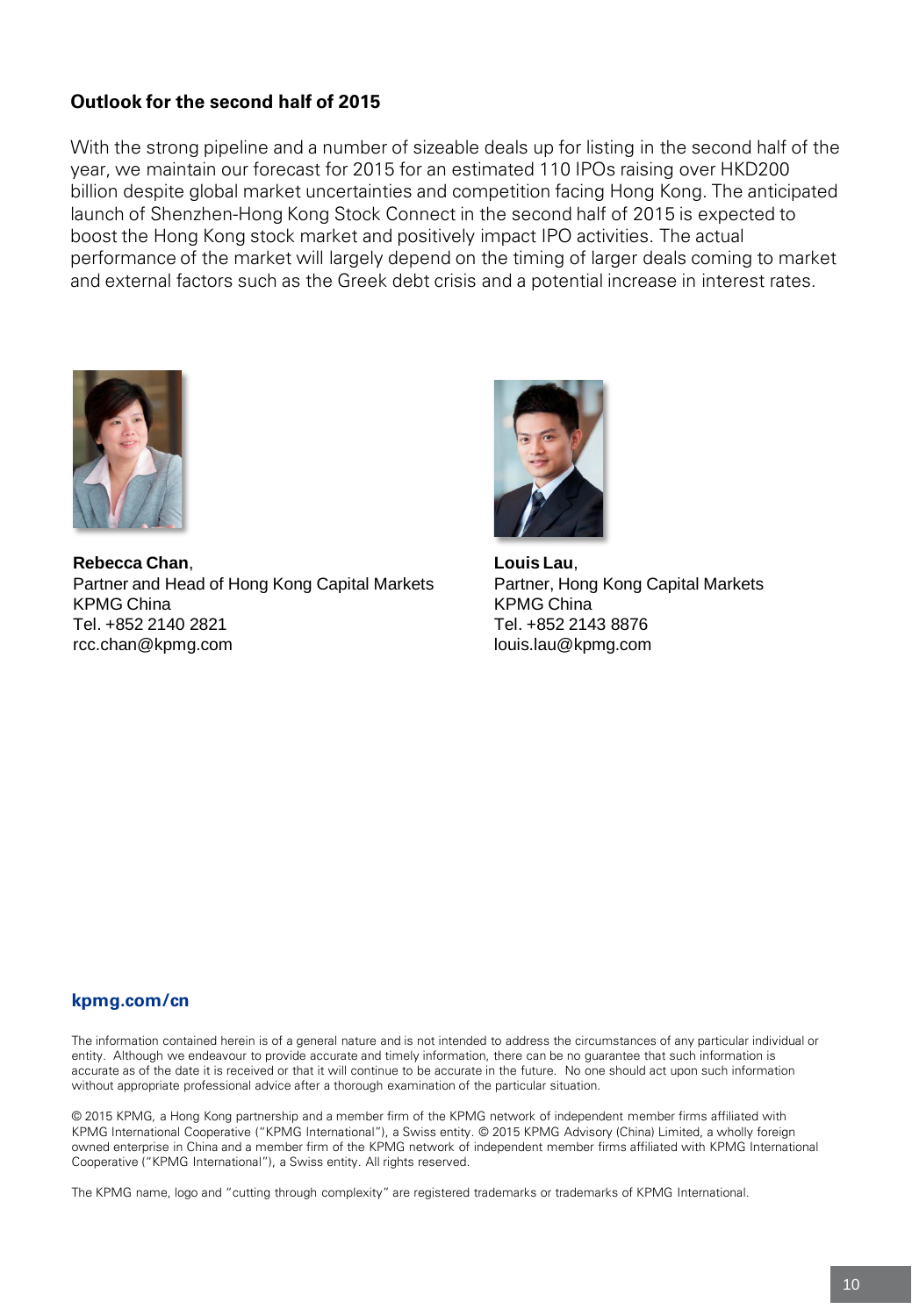### Outlook for the second half of 2015

With the strong pipeline and a number of sizeable deals up for listing in the second half of the year, we maintain our forecast for 2015 for an estimated 110 IPOs raising over HKD200 billion despite global market uncertainties and competition facing Hong Kong. The anticipated launch of Shenzhen-Hong Kong Stock Connect in the second half of 2015 is expected to boost the Hong Kong stock market and positively impact IPO activities. The actual performance of the market will largely depend on the timing of larger deals coming to market and external factors such as the Greek debt crisis and a potential increase in interest rates.

**Rebecca Chan**,
Partner and Head of Hong Kong Capital Markets
KPMG China
Tel. +852 2140 2821
rcc.chan@kpmg.com

**Louis Lau**,
Partner, Hong Kong Capital Markets
KPMG China
Tel. +852 2143 8876
louis.lau@kpmg.com

**kpmg.com/cn**

The information contained herein is of a general nature and is not intended to address the circumstances of any particular individual or entity. Although we endeavour to provide accurate and timely information, there can be no guarantee that such information is accurate as of the date it is received or that it will continue to be accurate in the future. No one should act upon such information without appropriate professional advice after a thorough examination of the particular situation.

© 2015 KPMG, a Hong Kong partnership and a member firm of the KPMG network of independent member firms affiliated with KPMG International Cooperative ("KPMG International"), a Swiss entity. © 2015 KPMG Advisory (China) Limited, a wholly foreign owned enterprise in China and a member firm of the KPMG network of independent member firms affiliated with KPMG International Cooperative ("KPMG International"), a Swiss entity. All rights reserved.

The KPMG name, logo and "cutting through complexity" are registered trademarks or trademarks of KPMG International.